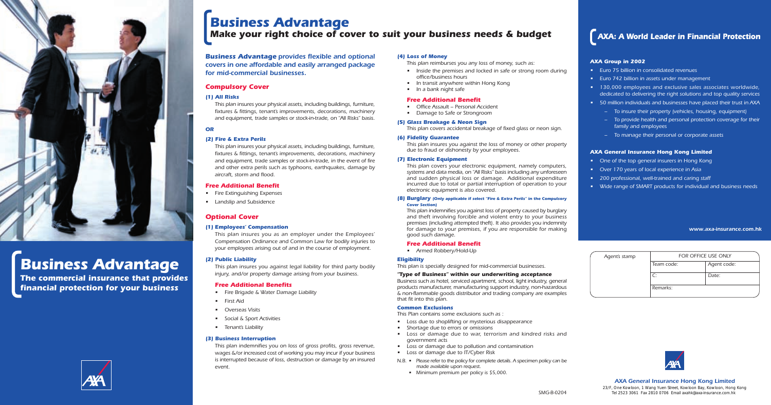# Business Advantage

**The commercial insurance that provides financial protection for your business**

# Business Advantage

## Make your right choice of cover to suit your business needs & budget

***Business Advantage* provides flexible and optional covers in one affordable and easily arranged package for mid-commercial businesses.**

### Compulsory Cover

#### (1) All Risks

This plan insures your physical assets, including buildings, furniture, fixtures & fittings, tenant's improvements, decorations, machinery and equipment, trade samples or stock-in-trade, on "All Risks" basis.

**OR**

#### (2) Fire & Extra Perils

This plan insures your physical assets, including buildings, furniture, fixtures & fittings, tenant's improvements, decorations, machinery and equipment, trade samples or stock-in-trade, in the event of fire and other extra perils such as typhoons, earthquakes, damage by aircraft, storm and flood.

#### Free Additional Benefit

- Fire Extinguishing Expenses
- Landslip and Subsidence

### Optional Cover

#### (1) Employees' Compensation

This plan insures you as an employer under the Employees' Compensation Ordinance and Common Law for bodily injuries to your employees arising out of and in the course of employment.

#### (2) Public Liability

This plan insures you against legal liability for third party bodily injury, and/or property damage arising from your business.

#### Free Additional Benefits

- Fire Brigade & Water Damage Liability
- First Aid
- Overseas Visits
- Social & Sport Activities
- Tenant's Liability

#### (3) Business Interruption

This plan indemnifies you on loss of gross profits, gross revenue, wages &/or increased cost of working you may incur if your business is interrupted because of loss, destruction or damage by an insured event.

#### (4) Loss of Money

This plan reimburses you any loss of money, such as:

- Inside the premises and locked in safe or strong room during office/business hours
- In transit anywhere within Hong Kong
- In a bank night safe

#### Free Additional Benefit

- Office Assault – Personal Accident
- Damage to Safe or Strongroom

#### (5) Glass Breakage & Neon Sign

This plan covers accidental breakage of fixed glass or neon sign.

#### (6) Fidelity Guarantee

This plan insures you against the loss of money or other property due to fraud or dishonesty by your employees.

#### (7) Electronic Equipment

This plan covers your electronic equipment, namely computers, systems and data media, on "All Risks" basis including any unforeseen and sudden physical loss or damage. Additional expenditure incurred due to total or partial interruption of operation to your electronic equipment is also covered.

#### (8) Burglary (Only applicable if select "Fire & Extra Perils" in the Compulsory Cover Section)

This plan indemnifies you against loss of property caused by burglary and theft involving forcible and violent entry to your business premises (including attempted theft). It also provides you indemnity for damage to your premises, if you are responsible for making good such damage.

#### Free Additional Benefit

- Armed Robbery/Hold-Up

#### Eligibility

This plan is specially designed for mid-commercial businesses.

#### "Type of Business" within our underwriting acceptance

Business such as hotel, serviced apartment, school, light industry, general products manufacturer, manufacturing support industry, non-hazardous & non-flammable goods distributor and trading company are examples that fit into this plan.

#### Common Exclusions

This Plan contains some exclusions such as :

- Loss due to shoplifting or mysterious disappearance
- Shortage due to errors or omissions
- Loss or damage due to war, terrorism and kindred risks and government acts
- Loss or damage due to pollution and contamination
- Loss or damage due to IT/Cyber Risk

N.B.
- Please refer to the policy for complete details. A specimen policy can be made available upon request.
- Minimum premium per policy is $5,000.

## AXA: A World Leader in Financial Protection

#### AXA Group in 2002

- Euro 75 billion in consolidated revenues
- Euro 742 billion in assets under management
- 130,000 employees and exclusive sales associates worldwide, dedicated to delivering the right solutions and top quality services
- 50 million individuals and businesses have placed their trust in AXA
  - To insure their property (vehicles, housing, equipment)
  - To provide health and personal protection coverage for their family and employees
  - To manage their personal or corporate assets

#### AXA General Insurance Hong Kong Limited

- One of the top general insurers in Hong Kong
- Over 170 years of local experience in Asia
- 200 professional, well-trained and caring staff
- Wide range of SMART products for individual and business needs

www.axa-insurance.com.hk

| Agent's stamp | FOR OFFICE USE ONLY | |
|---|---|---|
| | Team code: | Agent code: |
| | C: | Date: |
| | Remarks: | |

**AXA General Insurance Hong Kong Limited**
23/F, One Kowloon, 1 Wang Yuen Street, Kowloon Bay, Kowloon, Hong Kong
Tel 2523 3061 Fax 2810 0706 Email axahk@axa-insurance.com.hk

SMG-B-0204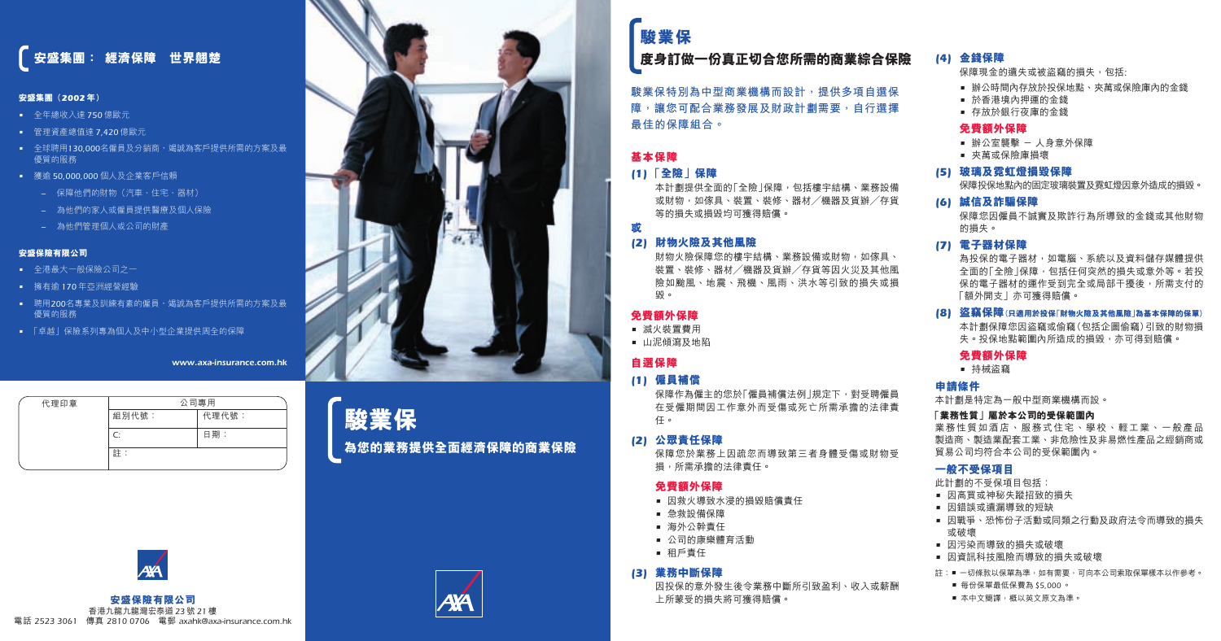# 安盛集團： 經濟保障 世界翹楚

**安盛集團（2002 年）**

- 全年總收入達 750 億歐元
- 管理資產總值達 7,420 億歐元
- 全球聘用130,000名僱員及分銷商，竭誠為客戶提供所需的方案及最優質的服務
- 獲逾 50,000,000 個人及企業客戶信賴
  - 保障他們的財物（汽車、住宅、器材）
  - 為他們的家人或僱員提供醫療及個人保險
  - 為他們管理個人或公司的財產

**安盛保險有限公司**

- 全港最大一般保險公司之一
- 擁有逾 170 年亞洲經營經驗
- 聘用200名專業及訓練有素的僱員，竭誠為客戶提供所需的方案及最優質的服務
- 「卓越」保險系列專為個人及中小型企業提供周全的保障

www.axa-insurance.com.hk

| 代理印章 | 公司專用 | |
|---|---|---|
| | 組別代號： | 代理代號： |
| | C: | 日期： |
| | 註： | |

**安盛保險有限公司**
香港九龍九龍灣宏泰道 23 號 21 樓
電話 2523 3061 傳真 2810 0706 電郵 axahk@axa-insurance.com.hk

# 駿業保

## 為您的業務提供全面經濟保障的商業保險

# 駿業保

## 度身訂做一份真正切合您所需的商業綜合保險

駿業保特別為中型商業機構而設計，提供多項自選保障，讓您可配合業務發展及財政計劃需要，自行選擇最佳的保障組合。

## 基本保障

### (1) 「全險」保障

本計劃提供全面的「全險」保障，包括樓宇結構、業務設備或財物，如傢具、裝置、裝修、器材／機器及貨辦／存貨等的損失或損毀均可獲得賠償。

**或**

### (2) 財物火險及其他風險

財物火險保障您的樓宇結構、業務設備或財物，如傢具、裝置、裝修、器材／機器及貨辦／存貨等因火災及其他風險如颱風、地震、飛機、風雨、洪水等引致的損失或損毀。

## 免費額外保障

- 滅火裝置費用
- 山泥傾瀉及地陷

## 自選保障

### (1) 僱員補償

保障作為僱主的您於「僱員補償法例」規定下，對受聘僱員在受僱期間因工作意外而受傷或死亡所需承擔的法律責任。

### (2) 公眾責任保障

保障您於業務上因疏忽而導致第三者身體受傷或財物受損，所需承擔的法律責任。

#### 免費額外保障

- 因救火導致水浸的損毀賠償責任
- 急救設備保障
- 海外公幹責任
- 公司的康樂體育活動
- 租戶責任

### (3) 業務中斷保障

因投保的意外發生後令業務中斷所引致盈利、收入或薪酬上所蒙受的損失將可獲得賠償。

### (4) 金錢保障

保障現金的遺失或被盜竊的損失，包括：

- 辦公時間內存放於投保地點、夾萬或保險庫內的金錢
- 於香港境內押運的金錢
- 存放於銀行夜庫的金錢

#### 免費額外保障

- 辦公室襲擊 — 人身意外保障
- 夾萬或保險庫損壞

### (5) 玻璃及霓虹燈損毀保障

保障投保地點內的固定玻璃裝置及霓虹燈因意外造成的損毀。

### (6) 誠信及詐騙保障

保障您因僱員不誠實及欺詐行為所導致的金錢或其他財物的損失。

### (7) 電子器材保障

為投保的電子器材，如電腦、系統以及資料儲存媒體提供全面的「全險」保障，包括任何突然的損失或意外等。若投保的電子器材的運作受到完全或局部干擾後，所需支付的「額外開支」亦可獲得賠償。

### (8) 盜竊保障（只適用於投保「財物火險及其他風險」為基本保障的保單）

本計劃保障您因盜竊或偷竊（包括企圖偷竊）引致的財物損失。投保地點範圍內所造成的損毀，亦可得到賠償。

#### 免費額外保障

- 持械盜竊

## 申請條件

本計劃是特定為一般中型商業機構而設。

**「業務性質」屬於本公司的受保範圍內**

業務性質如酒店、服務式住宅、學校、輕工業、一般產品製造商、製造業配套工業、非危險性及非易燃性產品之經銷商或貿易公司均符合本公司的受保範圍內。

## 一般不受保項目

此計劃的不受保項目包括：

- 因高買或神秘失蹤招致的損失
- 因錯誤或遺漏導致的短缺
- 因戰爭、恐怖份子活動或同類之行動及政府法令而導致的損失或破壞
- 因污染而導致的損失或破壞
- 因資訊科技風險而導致的損失或破壞

註：
- 一切條款以保單為準，如有需要，可向本公司索取保單樣本以作參考。
- 每份保單最低保費為 $5,000 。
- 本中文簡譯，概以英文原文為準。